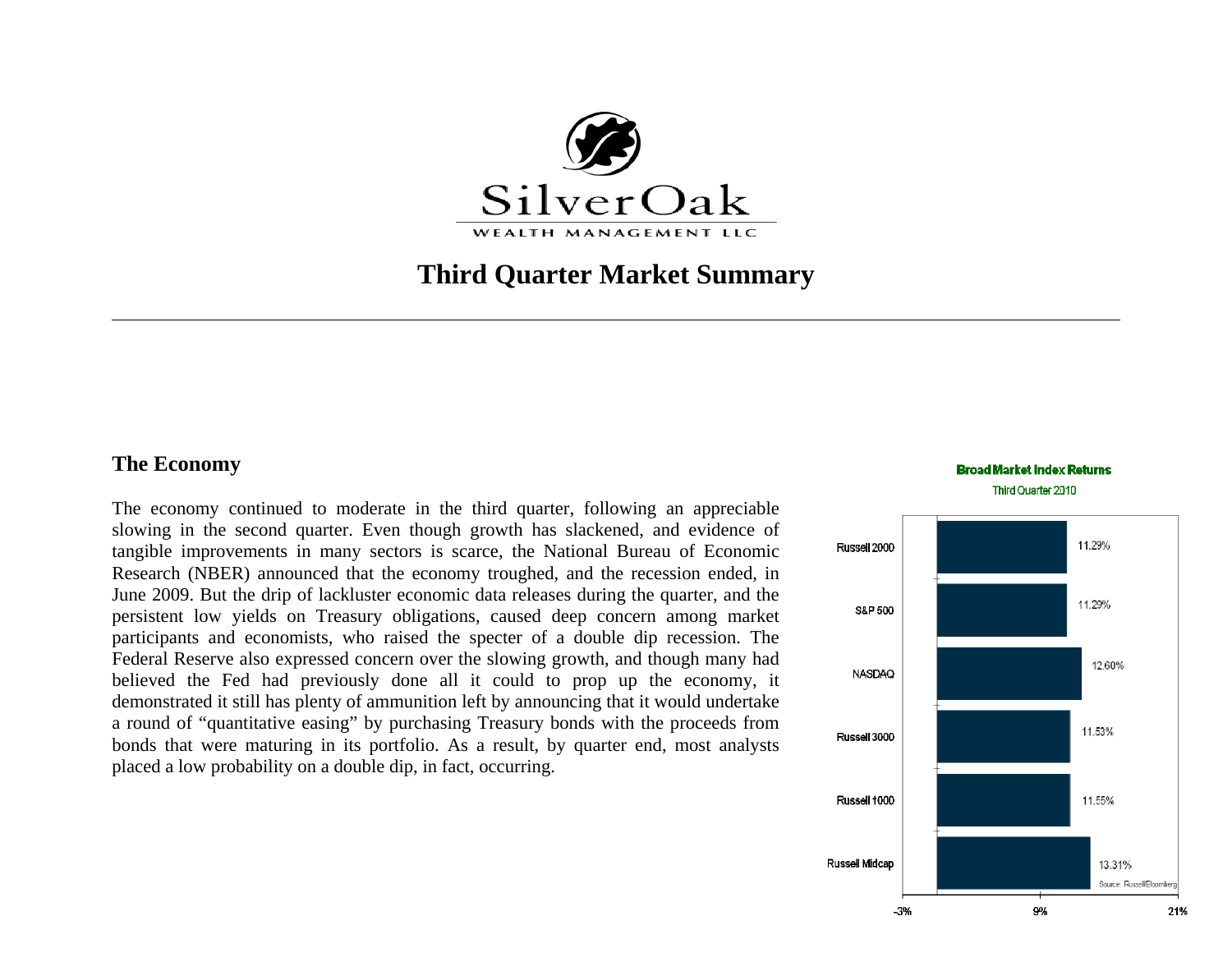SilverOak

WEALTH MANAGEMENT LLC

# Third Quarter Market Summary

## The Economy

The economy continued to moderate in the third quarter, following an appreciable slowing in the second quarter. Even though growth has slackened, and evidence of tangible improvements in many sectors is scarce, the National Bureau of Economic Research (NBER) announced that the economy troughed, and the recession ended, in June 2009. But the drip of lackluster economic data releases during the quarter, and the persistent low yields on Treasury obligations, caused deep concern among market participants and economists, who raised the specter of a double dip recession. The Federal Reserve also expressed concern over the slowing growth, and though many had believed the Fed had previously done all it could to prop up the economy, it demonstrated it still has plenty of ammunition left by announcing that it would undertake a round of "quantitative easing" by purchasing Treasury bonds with the proceeds from bonds that were maturing in its portfolio. As a result, by quarter end, most analysts placed a low probability on a double dip, in fact, occurring.

**Broad Market Index Returns**

Third Quarter 2010

| Index | Return |
|---|---|
| Russell 2000 | 11.29% |
| S&P 500 | 11.29% |
| NASDAQ | 12.60% |
| Russell 3000 | 11.53% |
| Russell 1000 | 11.55% |
| Russell Midcap | 13.31% |

Source: Russell/Bloomberg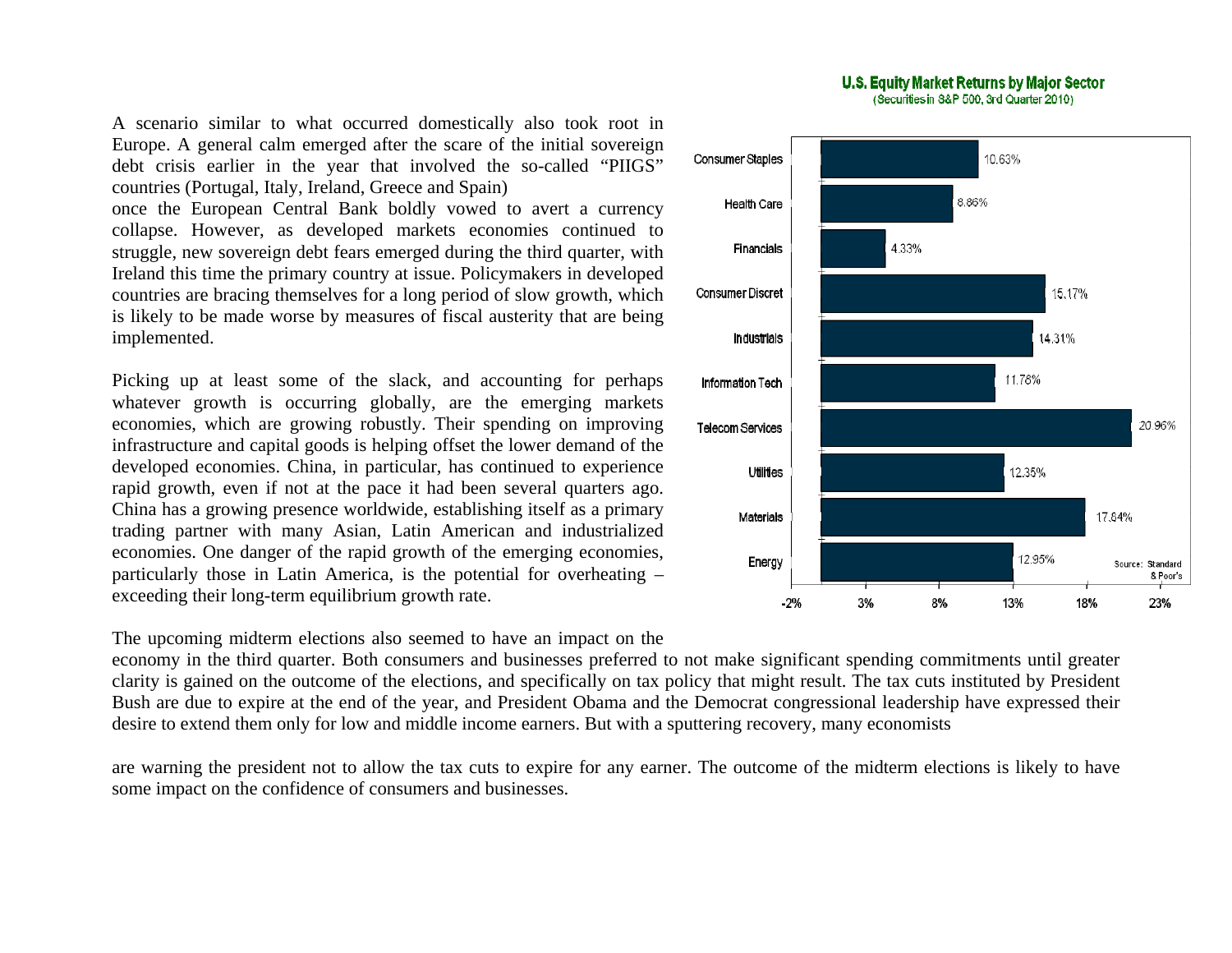A scenario similar to what occurred domestically also took root in Europe. A general calm emerged after the scare of the initial sovereign debt crisis earlier in the year that involved the so-called "PIIGS" countries (Portugal, Italy, Ireland, Greece and Spain) once the European Central Bank boldly vowed to avert a currency collapse. However, as developed markets economies continued to struggle, new sovereign debt fears emerged during the third quarter, with Ireland this time the primary country at issue. Policymakers in developed countries are bracing themselves for a long period of slow growth, which is likely to be made worse by measures of fiscal austerity that are being implemented.

**U.S. Equity Market Returns by Major Sector**
(Securities in S&P 500, 3rd Quarter 2010)

| Sector | Return |
|---|---|
| Consumer Staples | 10.63% |
| Health Care | 8.86% |
| Financials | 4.33% |
| Consumer Discret | 15.17% |
| Industrials | 14.31% |
| Information Tech | 11.78% |
| Telecom Services | 20.96% |
| Utilities | 12.35% |
| Materials | 17.84% |
| Energy | 12.95% |

Source: Standard & Poor's

Picking up at least some of the slack, and accounting for perhaps whatever growth is occurring globally, are the emerging markets economies, which are growing robustly. Their spending on improving infrastructure and capital goods is helping offset the lower demand of the developed economies. China, in particular, has continued to experience rapid growth, even if not at the pace it had been several quarters ago. China has a growing presence worldwide, establishing itself as a primary trading partner with many Asian, Latin American and industrialized economies. One danger of the rapid growth of the emerging economies, particularly those in Latin America, is the potential for overheating – exceeding their long-term equilibrium growth rate.

The upcoming midterm elections also seemed to have an impact on the economy in the third quarter. Both consumers and businesses preferred to not make significant spending commitments until greater clarity is gained on the outcome of the elections, and specifically on tax policy that might result. The tax cuts instituted by President Bush are due to expire at the end of the year, and President Obama and the Democrat congressional leadership have expressed their desire to extend them only for low and middle income earners. But with a sputtering recovery, many economists are warning the president not to allow the tax cuts to expire for any earner. The outcome of the midterm elections is likely to have some impact on the confidence of consumers and businesses.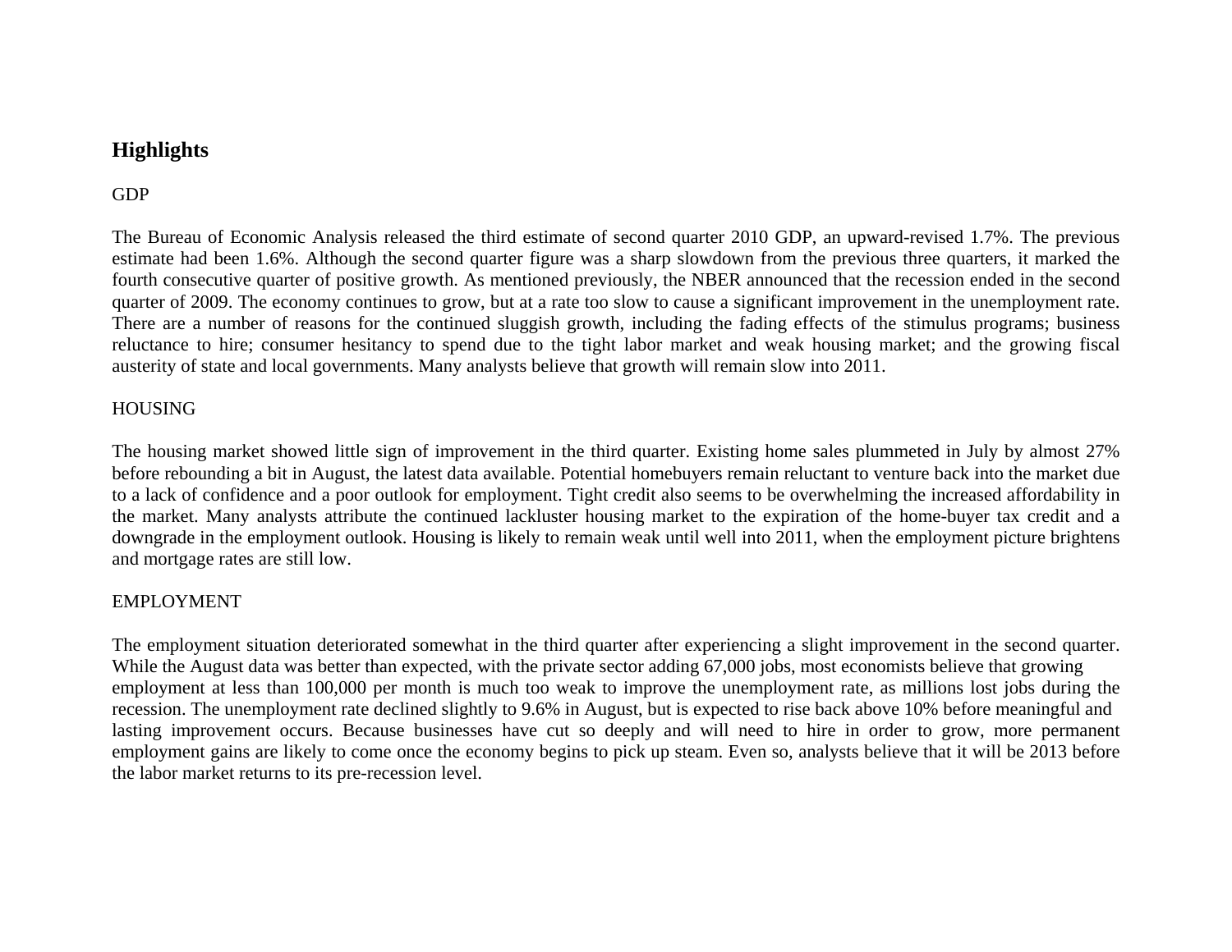## Highlights

GDP

The Bureau of Economic Analysis released the third estimate of second quarter 2010 GDP, an upward-revised 1.7%. The previous estimate had been 1.6%. Although the second quarter figure was a sharp slowdown from the previous three quarters, it marked the fourth consecutive quarter of positive growth. As mentioned previously, the NBER announced that the recession ended in the second quarter of 2009. The economy continues to grow, but at a rate too slow to cause a significant improvement in the unemployment rate. There are a number of reasons for the continued sluggish growth, including the fading effects of the stimulus programs; business reluctance to hire; consumer hesitancy to spend due to the tight labor market and weak housing market; and the growing fiscal austerity of state and local governments. Many analysts believe that growth will remain slow into 2011.

HOUSING

The housing market showed little sign of improvement in the third quarter. Existing home sales plummeted in July by almost 27% before rebounding a bit in August, the latest data available. Potential homebuyers remain reluctant to venture back into the market due to a lack of confidence and a poor outlook for employment. Tight credit also seems to be overwhelming the increased affordability in the market. Many analysts attribute the continued lackluster housing market to the expiration of the home-buyer tax credit and a downgrade in the employment outlook. Housing is likely to remain weak until well into 2011, when the employment picture brightens and mortgage rates are still low.

EMPLOYMENT

The employment situation deteriorated somewhat in the third quarter after experiencing a slight improvement in the second quarter. While the August data was better than expected, with the private sector adding 67,000 jobs, most economists believe that growing employment at less than 100,000 per month is much too weak to improve the unemployment rate, as millions lost jobs during the recession. The unemployment rate declined slightly to 9.6% in August, but is expected to rise back above 10% before meaningful and lasting improvement occurs. Because businesses have cut so deeply and will need to hire in order to grow, more permanent employment gains are likely to come once the economy begins to pick up steam. Even so, analysts believe that it will be 2013 before the labor market returns to its pre-recession level.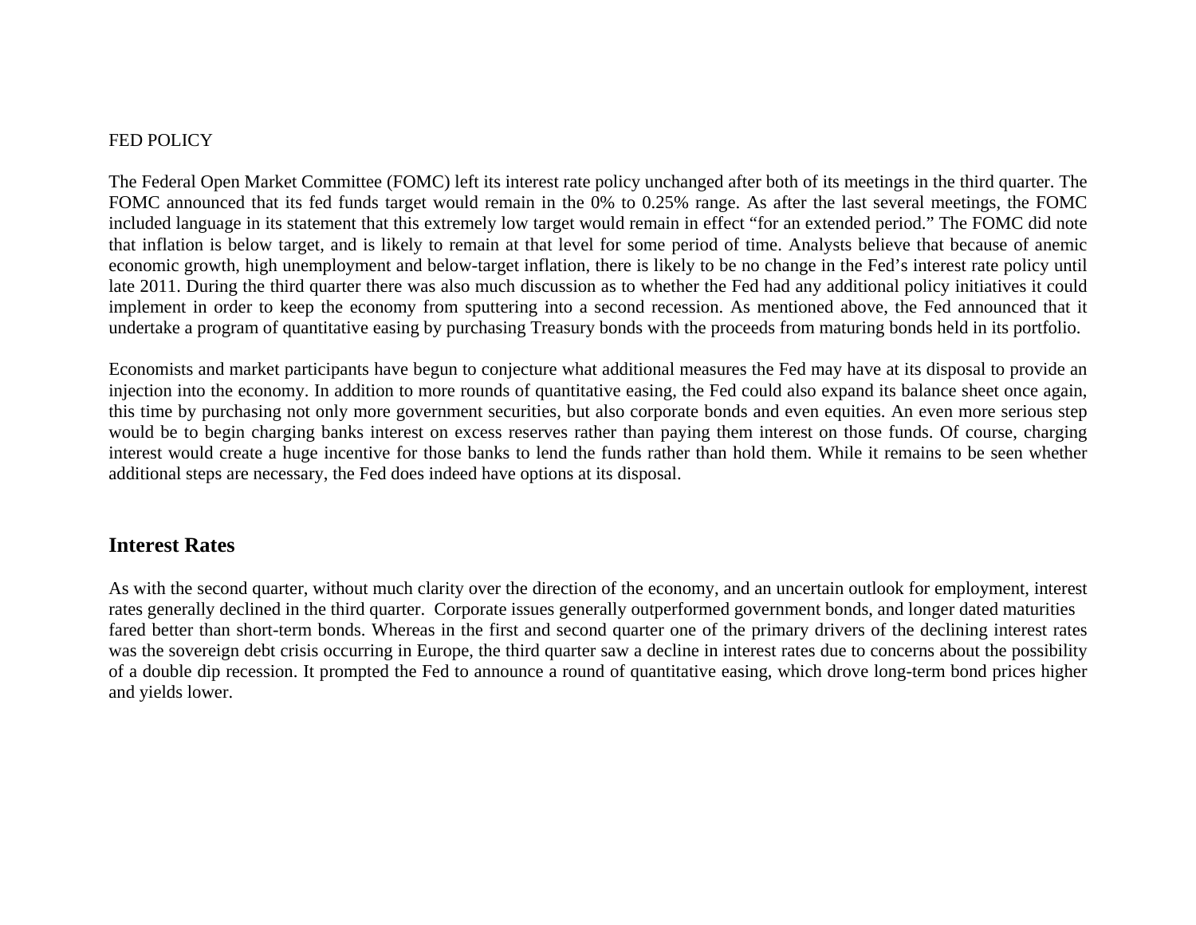FED POLICY

The Federal Open Market Committee (FOMC) left its interest rate policy unchanged after both of its meetings in the third quarter. The FOMC announced that its fed funds target would remain in the 0% to 0.25% range. As after the last several meetings, the FOMC included language in its statement that this extremely low target would remain in effect "for an extended period." The FOMC did note that inflation is below target, and is likely to remain at that level for some period of time. Analysts believe that because of anemic economic growth, high unemployment and below-target inflation, there is likely to be no change in the Fed's interest rate policy until late 2011. During the third quarter there was also much discussion as to whether the Fed had any additional policy initiatives it could implement in order to keep the economy from sputtering into a second recession. As mentioned above, the Fed announced that it undertake a program of quantitative easing by purchasing Treasury bonds with the proceeds from maturing bonds held in its portfolio.

Economists and market participants have begun to conjecture what additional measures the Fed may have at its disposal to provide an injection into the economy. In addition to more rounds of quantitative easing, the Fed could also expand its balance sheet once again, this time by purchasing not only more government securities, but also corporate bonds and even equities. An even more serious step would be to begin charging banks interest on excess reserves rather than paying them interest on those funds. Of course, charging interest would create a huge incentive for those banks to lend the funds rather than hold them. While it remains to be seen whether additional steps are necessary, the Fed does indeed have options at its disposal.

## Interest Rates

As with the second quarter, without much clarity over the direction of the economy, and an uncertain outlook for employment, interest rates generally declined in the third quarter. Corporate issues generally outperformed government bonds, and longer dated maturities fared better than short-term bonds. Whereas in the first and second quarter one of the primary drivers of the declining interest rates was the sovereign debt crisis occurring in Europe, the third quarter saw a decline in interest rates due to concerns about the possibility of a double dip recession. It prompted the Fed to announce a round of quantitative easing, which drove long-term bond prices higher and yields lower.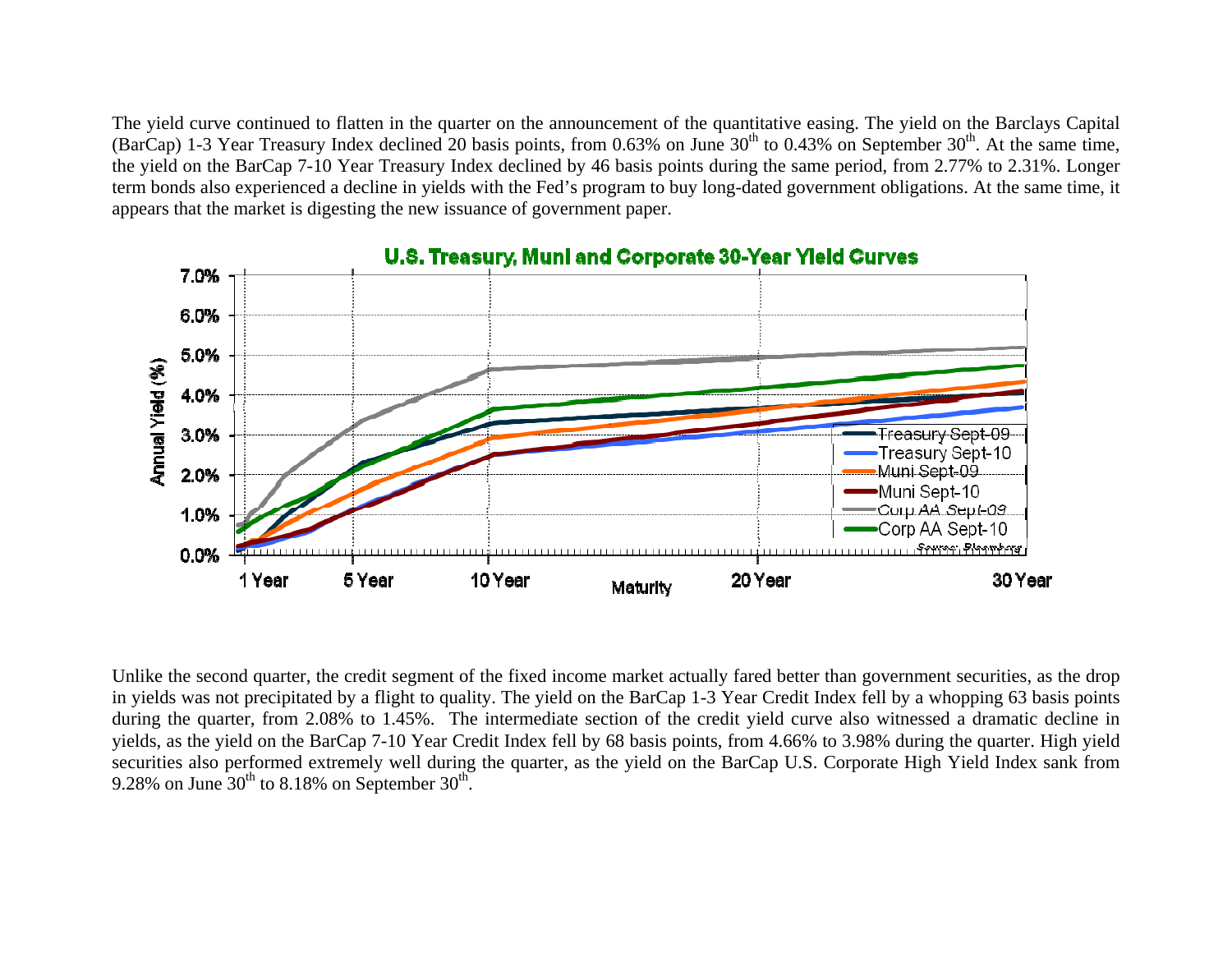The yield curve continued to flatten in the quarter on the announcement of the quantitative easing. The yield on the Barclays Capital (BarCap) 1-3 Year Treasury Index declined 20 basis points, from 0.63% on June 30th to 0.43% on September 30th. At the same time, the yield on the BarCap 7-10 Year Treasury Index declined by 46 basis points during the same period, from 2.77% to 2.31%. Longer term bonds also experienced a decline in yields with the Fed's program to buy long-dated government obligations. At the same time, it appears that the market is digesting the new issuance of government paper.

**U.S. Treasury, Muni and Corporate 30-Year Yield Curves**

Unlike the second quarter, the credit segment of the fixed income market actually fared better than government securities, as the drop in yields was not precipitated by a flight to quality. The yield on the BarCap 1-3 Year Credit Index fell by a whopping 63 basis points during the quarter, from 2.08% to 1.45%. The intermediate section of the credit yield curve also witnessed a dramatic decline in yields, as the yield on the BarCap 7-10 Year Credit Index fell by 68 basis points, from 4.66% to 3.98% during the quarter. High yield securities also performed extremely well during the quarter, as the yield on the BarCap U.S. Corporate High Yield Index sank from 9.28% on June 30th to 8.18% on September 30th.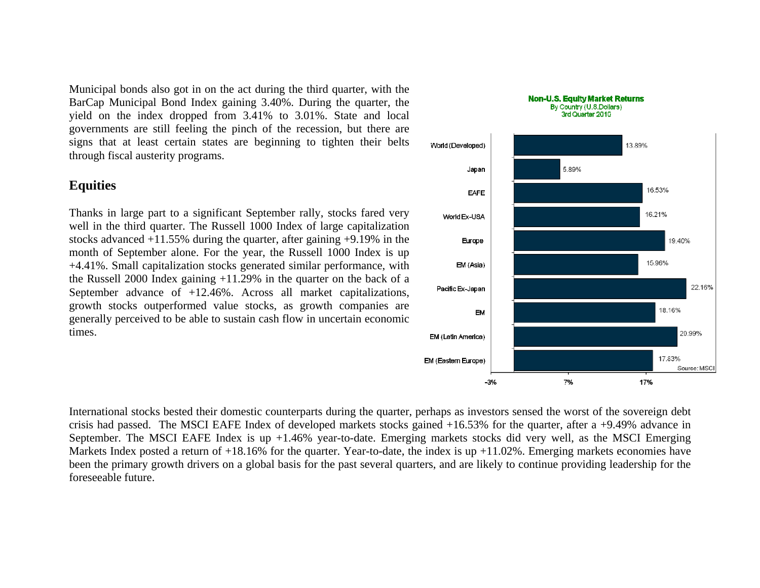Municipal bonds also got in on the act during the third quarter, with the BarCap Municipal Bond Index gaining 3.40%. During the quarter, the yield on the index dropped from 3.41% to 3.01%. State and local governments are still feeling the pinch of the recession, but there are signs that at least certain states are beginning to tighten their belts through fiscal austerity programs.

## Equities

Thanks in large part to a significant September rally, stocks fared very well in the third quarter. The Russell 1000 Index of large capitalization stocks advanced +11.55% during the quarter, after gaining +9.19% in the month of September alone. For the year, the Russell 1000 Index is up +4.41%. Small capitalization stocks generated similar performance, with the Russell 2000 Index gaining +11.29% in the quarter on the back of a September advance of +12.46%. Across all market capitalizations, growth stocks outperformed value stocks, as growth companies are generally perceived to be able to sustain cash flow in uncertain economic times.

**Non-U.S. Equity Market Returns**
By Country (U.S.Dollars)
3rd Quarter 2010

World (Developed) 13.89%
Japan 5.89%
EAFE 16.53%
World Ex-USA 16.21%
Europe 19.40%
EM (Asia) 15.96%
Pacific Ex-Japan 22.16%
EM 18.16%
EM (Latin America) 20.99%
EM (Eastern Europe) 17.83%

-3% 7% 17%

Source: MSCI

International stocks bested their domestic counterparts during the quarter, perhaps as investors sensed the worst of the sovereign debt crisis had passed. The MSCI EAFE Index of developed markets stocks gained +16.53% for the quarter, after a +9.49% advance in September. The MSCI EAFE Index is up +1.46% year-to-date. Emerging markets stocks did very well, as the MSCI Emerging Markets Index posted a return of +18.16% for the quarter. Year-to-date, the index is up +11.02%. Emerging markets economies have been the primary growth drivers on a global basis for the past several quarters, and are likely to continue providing leadership for the foreseeable future.